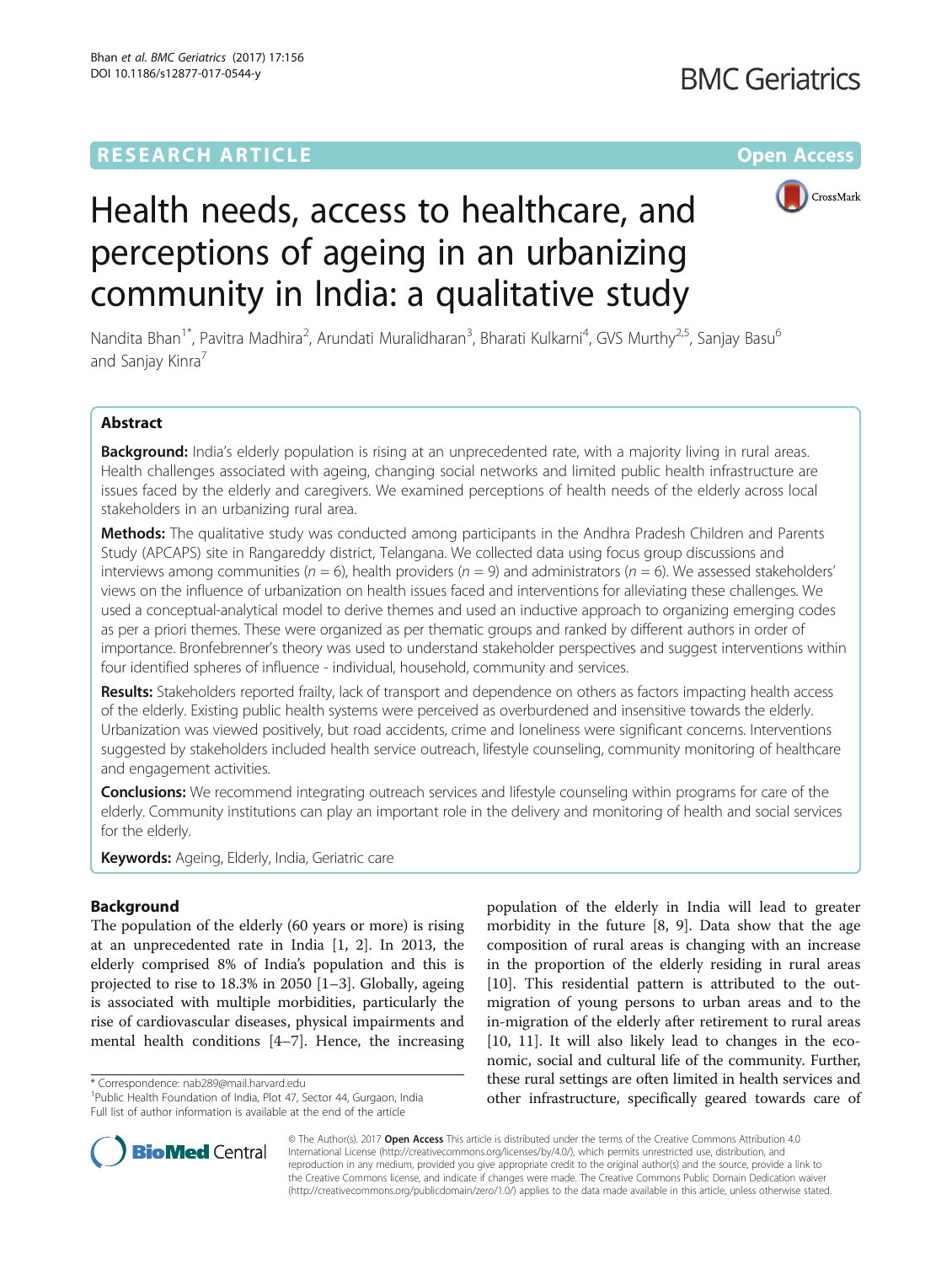# Health needs, access to healthcare, and perceptions of ageing in an urbanizing community in India: a qualitative study

Nandita Bhan[1*], Pavitra Madhira[2], Arundati Muralidharan[3], Bharati Kulkarni[4], GVS Murthy[2,5], Sanjay Basu[6] and Sanjay Kinra[7]

## Abstract

**Background:** India's elderly population is rising at an unprecedented rate, with a majority living in rural areas. Health challenges associated with ageing, changing social networks and limited public health infrastructure are issues faced by the elderly and caregivers. We examined perceptions of health needs of the elderly across local stakeholders in an urbanizing rural area.

**Methods:** The qualitative study was conducted among participants in the Andhra Pradesh Children and Parents Study (APCAPS) site in Rangareddy district, Telangana. We collected data using focus group discussions and interviews among communities ($n = 6$), health providers ($n = 9$) and administrators ($n = 6$). We assessed stakeholders' views on the influence of urbanization on health issues faced and interventions for alleviating these challenges. We used a conceptual-analytical model to derive themes and used an inductive approach to organizing emerging codes as per a priori themes. These were organized as per thematic groups and ranked by different authors in order of importance. Bronfebrenner's theory was used to understand stakeholder perspectives and suggest interventions within four identified spheres of influence - individual, household, community and services.

**Results:** Stakeholders reported frailty, lack of transport and dependence on others as factors impacting health access of the elderly. Existing public health systems were perceived as overburdened and insensitive towards the elderly. Urbanization was viewed positively, but road accidents, crime and loneliness were significant concerns. Interventions suggested by stakeholders included health service outreach, lifestyle counseling, community monitoring of healthcare and engagement activities.

**Conclusions:** We recommend integrating outreach services and lifestyle counseling within programs for care of the elderly. Community institutions can play an important role in the delivery and monitoring of health and social services for the elderly.

**Keywords:** Ageing, Elderly, India, Geriatric care

## Background

The population of the elderly (60 years or more) is rising at an unprecedented rate in India [1, 2]. In 2013, the elderly comprised 8% of India's population and this is projected to rise to 18.3% in 2050 [1–3]. Globally, ageing is associated with multiple morbidities, particularly the rise of cardiovascular diseases, physical impairments and mental health conditions [4–7]. Hence, the increasing population of the elderly in India will lead to greater morbidity in the future [8, 9]. Data show that the age composition of rural areas is changing with an increase in the proportion of the elderly residing in rural areas [10]. This residential pattern is attributed to the out-migration of young persons to urban areas and to the in-migration of the elderly after retirement to rural areas [10, 11]. It will also likely lead to changes in the economic, social and cultural life of the community. Further, these rural settings are often limited in health services and other infrastructure, specifically geared towards care of

* Correspondence: nab289@mail.harvard.edu
[1]Public Health Foundation of India, Plot 47, Sector 44, Gurgaon, India
Full list of author information is available at the end of the article

© The Author(s). 2017 **Open Access** This article is distributed under the terms of the Creative Commons Attribution 4.0 International License (http://creativecommons.org/licenses/by/4.0/), which permits unrestricted use, distribution, and reproduction in any medium, provided you give appropriate credit to the original author(s) and the source, provide a link to the Creative Commons license, and indicate if changes were made. The Creative Commons Public Domain Dedication waiver (http://creativecommons.org/publicdomain/zero/1.0/) applies to the data made available in this article, unless otherwise stated.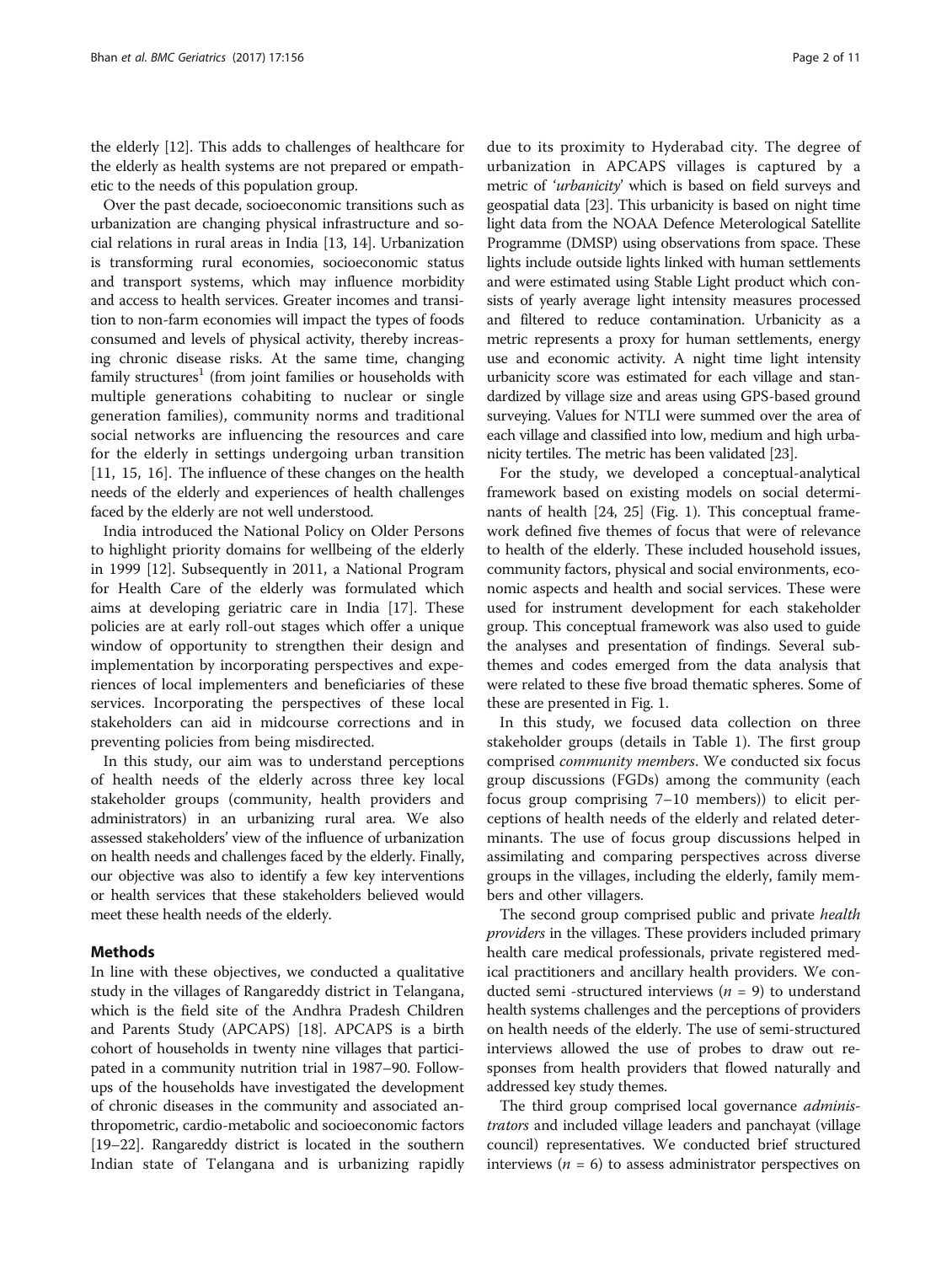the elderly [12]. This adds to challenges of healthcare for the elderly as health systems are not prepared or empathetic to the needs of this population group.

Over the past decade, socioeconomic transitions such as urbanization are changing physical infrastructure and social relations in rural areas in India [13, 14]. Urbanization is transforming rural economies, socioeconomic status and transport systems, which may influence morbidity and access to health services. Greater incomes and transition to non-farm economies will impact the types of foods consumed and levels of physical activity, thereby increasing chronic disease risks. At the same time, changing family structures[1] (from joint families or households with multiple generations cohabiting to nuclear or single generation families), community norms and traditional social networks are influencing the resources and care for the elderly in settings undergoing urban transition [11, 15, 16]. The influence of these changes on the health needs of the elderly and experiences of health challenges faced by the elderly are not well understood.

India introduced the National Policy on Older Persons to highlight priority domains for wellbeing of the elderly in 1999 [12]. Subsequently in 2011, a National Program for Health Care of the elderly was formulated which aims at developing geriatric care in India [17]. These policies are at early roll-out stages which offer a unique window of opportunity to strengthen their design and implementation by incorporating perspectives and experiences of local implementers and beneficiaries of these services. Incorporating the perspectives of these local stakeholders can aid in midcourse corrections and in preventing policies from being misdirected.

In this study, our aim was to understand perceptions of health needs of the elderly across three key local stakeholder groups (community, health providers and administrators) in an urbanizing rural area. We also assessed stakeholders' view of the influence of urbanization on health needs and challenges faced by the elderly. Finally, our objective was also to identify a few key interventions or health services that these stakeholders believed would meet these health needs of the elderly.

## Methods

In line with these objectives, we conducted a qualitative study in the villages of Rangareddy district in Telangana, which is the field site of the Andhra Pradesh Children and Parents Study (APCAPS) [18]. APCAPS is a birth cohort of households in twenty nine villages that participated in a community nutrition trial in 1987–90. Follow-ups of the households have investigated the development of chronic diseases in the community and associated anthropometric, cardio-metabolic and socioeconomic factors [19–22]. Rangareddy district is located in the southern Indian state of Telangana and is urbanizing rapidly due to its proximity to Hyderabad city. The degree of urbanization in APCAPS villages is captured by a metric of '*urbanicity*' which is based on field surveys and geospatial data [23]. This urbanicity is based on night time light data from the NOAA Defence Meterological Satellite Programme (DMSP) using observations from space. These lights include outside lights linked with human settlements and were estimated using Stable Light product which consists of yearly average light intensity measures processed and filtered to reduce contamination. Urbanicity as a metric represents a proxy for human settlements, energy use and economic activity. A night time light intensity urbanicity score was estimated for each village and standardized by village size and areas using GPS-based ground surveying. Values for NTLI were summed over the area of each village and classified into low, medium and high urbanicity tertiles. The metric has been validated [23].

For the study, we developed a conceptual-analytical framework based on existing models on social determinants of health [24, 25] (Fig. 1). This conceptual framework defined five themes of focus that were of relevance to health of the elderly. These included household issues, community factors, physical and social environments, economic aspects and health and social services. These were used for instrument development for each stakeholder group. This conceptual framework was also used to guide the analyses and presentation of findings. Several sub-themes and codes emerged from the data analysis that were related to these five broad thematic spheres. Some of these are presented in Fig. 1.

In this study, we focused data collection on three stakeholder groups (details in Table 1). The first group comprised *community members*. We conducted six focus group discussions (FGDs) among the community (each focus group comprising 7–10 members)) to elicit perceptions of health needs of the elderly and related determinants. The use of focus group discussions helped in assimilating and comparing perspectives across diverse groups in the villages, including the elderly, family members and other villagers.

The second group comprised public and private *health providers* in the villages. These providers included primary health care medical professionals, private registered medical practitioners and ancillary health providers. We conducted semi -structured interviews ($n = 9$) to understand health systems challenges and the perceptions of providers on health needs of the elderly. The use of semi-structured interviews allowed the use of probes to draw out responses from health providers that flowed naturally and addressed key study themes.

The third group comprised local governance *administrators* and included village leaders and panchayat (village council) representatives. We conducted brief structured interviews ($n = 6$) to assess administrator perspectives on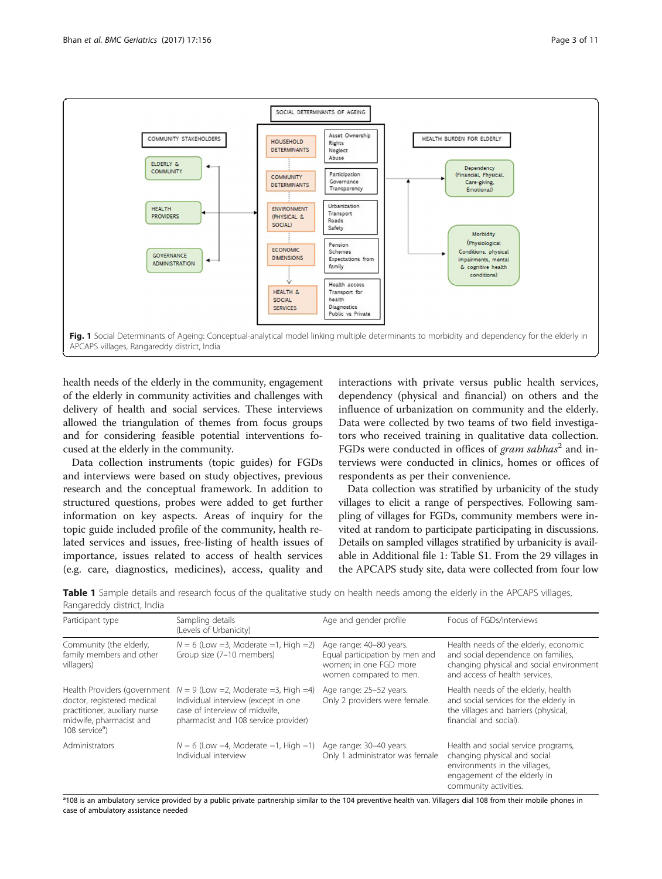**Fig. 1** Social Determinants of Ageing: Conceptual-analytical model linking multiple determinants to morbidity and dependency for the elderly in APCAPS villages, Rangareddy district, India

health needs of the elderly in the community, engagement of the elderly in community activities and challenges with delivery of health and social services. These interviews allowed the triangulation of themes from focus groups and for considering feasible potential interventions focused at the elderly in the community.

Data collection instruments (topic guides) for FGDs and interviews were based on study objectives, previous research and the conceptual framework. In addition to structured questions, probes were added to get further information on key aspects. Areas of inquiry for the topic guide included profile of the community, health related services and issues, free-listing of health issues of importance, issues related to access of health services (e.g. care, diagnostics, medicines), access, quality and interactions with private versus public health services, dependency (physical and financial) on others and the influence of urbanization on community and the elderly. Data were collected by two teams of two field investigators who received training in qualitative data collection. FGDs were conducted in offices of *gram sabhas*[2] and interviews were conducted in clinics, homes or offices of respondents as per their convenience.

Data collection was stratified by urbanicity of the study villages to elicit a range of perspectives. Following sampling of villages for FGDs, community members were invited at random to participate participating in discussions. Details on sampled villages stratified by urbanicity is available in Additional file 1: Table S1. From the 29 villages in the APCAPS study site, data were collected from four low

**Table 1** Sample details and research focus of the qualitative study on health needs among the elderly in the APCAPS villages, Rangareddy district, India

| Participant type | Sampling details (Levels of Urbanicity) | Age and gender profile | Focus of FGDs/interviews |
|---|---|---|---|
| Community (the elderly, family members and other villagers) | N = 6 (Low =3, Moderate =1, High =2) Group size (7–10 members) | Age range: 40–80 years. Equal participation by men and women; in one FGD more women compared to men. | Health needs of the elderly, economic and social dependence on families, changing physical and social environment and access of health services. |
| Health Providers (government doctor, registered medical practitioner, auxiliary nurse midwife, pharmacist and 108 service[a]) | N = 9 (Low =2, Moderate =3, High =4) Individual interview (except in one case of interview of midwife, pharmacist and 108 service provider) | Age range: 25–52 years. Only 2 providers were female. | Health needs of the elderly, health and social services for the elderly in the villages and barriers (physical, financial and social). |
| Administrators | N = 6 (Low =4, Moderate =1, High =1) Individual interview | Age range: 30–40 years. Only 1 administrator was female | Health and social service programs, changing physical and social environments in the villages, engagement of the elderly in community activities. |

[a]108 is an ambulatory service provided by a public private partnership similar to the 104 preventive health van. Villagers dial 108 from their mobile phones in case of ambulatory assistance needed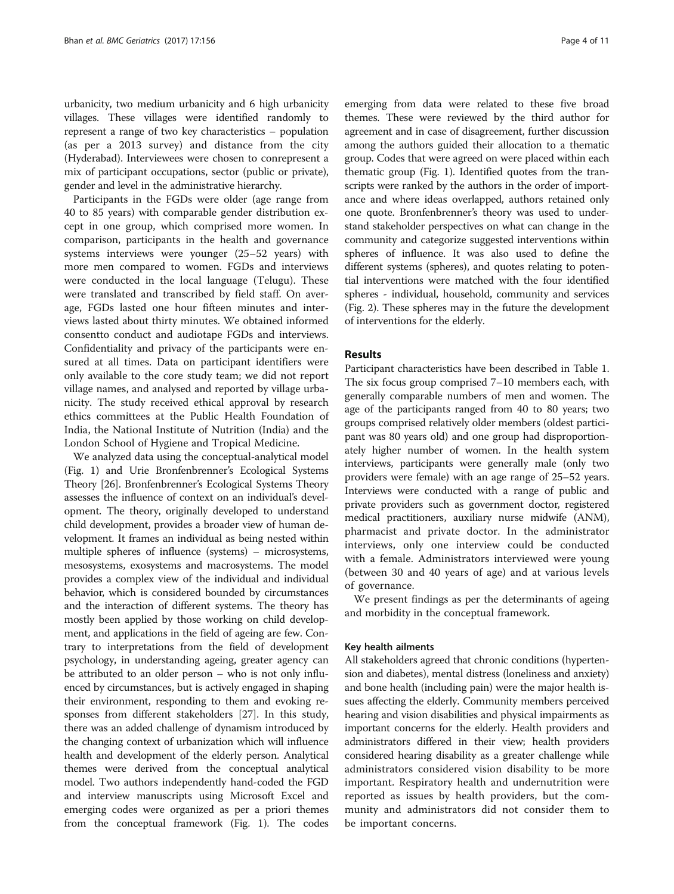urbanicity, two medium urbanicity and 6 high urbanicity villages. These villages were identified randomly to represent a range of two key characteristics – population (as per a 2013 survey) and distance from the city (Hyderabad). Interviewees were chosen to conrepresent a mix of participant occupations, sector (public or private), gender and level in the administrative hierarchy.

Participants in the FGDs were older (age range from 40 to 85 years) with comparable gender distribution except in one group, which comprised more women. In comparison, participants in the health and governance systems interviews were younger (25–52 years) with more men compared to women. FGDs and interviews were conducted in the local language (Telugu). These were translated and transcribed by field staff. On average, FGDs lasted one hour fifteen minutes and interviews lasted about thirty minutes. We obtained informed consentto conduct and audiotape FGDs and interviews. Confidentiality and privacy of the participants were ensured at all times. Data on participant identifiers were only available to the core study team; we did not report village names, and analysed and reported by village urbanicity. The study received ethical approval by research ethics committees at the Public Health Foundation of India, the National Institute of Nutrition (India) and the London School of Hygiene and Tropical Medicine.

We analyzed data using the conceptual-analytical model (Fig. 1) and Urie Bronfenbrenner's Ecological Systems Theory [26]. Bronfenbrenner's Ecological Systems Theory assesses the influence of context on an individual's development. The theory, originally developed to understand child development, provides a broader view of human development. It frames an individual as being nested within multiple spheres of influence (systems) – microsystems, mesosystems, exosystems and macrosystems. The model provides a complex view of the individual and individual behavior, which is considered bounded by circumstances and the interaction of different systems. The theory has mostly been applied by those working on child development, and applications in the field of ageing are few. Contrary to interpretations from the field of development psychology, in understanding ageing, greater agency can be attributed to an older person – who is not only influenced by circumstances, but is actively engaged in shaping their environment, responding to them and evoking responses from different stakeholders [27]. In this study, there was an added challenge of dynamism introduced by the changing context of urbanization which will influence health and development of the elderly person. Analytical themes were derived from the conceptual analytical model. Two authors independently hand-coded the FGD and interview manuscripts using Microsoft Excel and emerging codes were organized as per a priori themes from the conceptual framework (Fig. 1). The codes emerging from data were related to these five broad themes. These were reviewed by the third author for agreement and in case of disagreement, further discussion among the authors guided their allocation to a thematic group. Codes that were agreed on were placed within each thematic group (Fig. 1). Identified quotes from the transcripts were ranked by the authors in the order of importance and where ideas overlapped, authors retained only one quote. Bronfenbrenner's theory was used to understand stakeholder perspectives on what can change in the community and categorize suggested interventions within spheres of influence. It was also used to define the different systems (spheres), and quotes relating to potential interventions were matched with the four identified spheres - individual, household, community and services (Fig. 2). These spheres may in the future the development of interventions for the elderly.

## Results

Participant characteristics have been described in Table 1. The six focus group comprised 7–10 members each, with generally comparable numbers of men and women. The age of the participants ranged from 40 to 80 years; two groups comprised relatively older members (oldest participant was 80 years old) and one group had disproportionately higher number of women. In the health system interviews, participants were generally male (only two providers were female) with an age range of 25–52 years. Interviews were conducted with a range of public and private providers such as government doctor, registered medical practitioners, auxiliary nurse midwife (ANM), pharmacist and private doctor. In the administrator interviews, only one interview could be conducted with a female. Administrators interviewed were young (between 30 and 40 years of age) and at various levels of governance.

We present findings as per the determinants of ageing and morbidity in the conceptual framework.

### Key health ailments

All stakeholders agreed that chronic conditions (hypertension and diabetes), mental distress (loneliness and anxiety) and bone health (including pain) were the major health issues affecting the elderly. Community members perceived hearing and vision disabilities and physical impairments as important concerns for the elderly. Health providers and administrators differed in their view; health providers considered hearing disability as a greater challenge while administrators considered vision disability to be more important. Respiratory health and undernutrition were reported as issues by health providers, but the community and administrators did not consider them to be important concerns.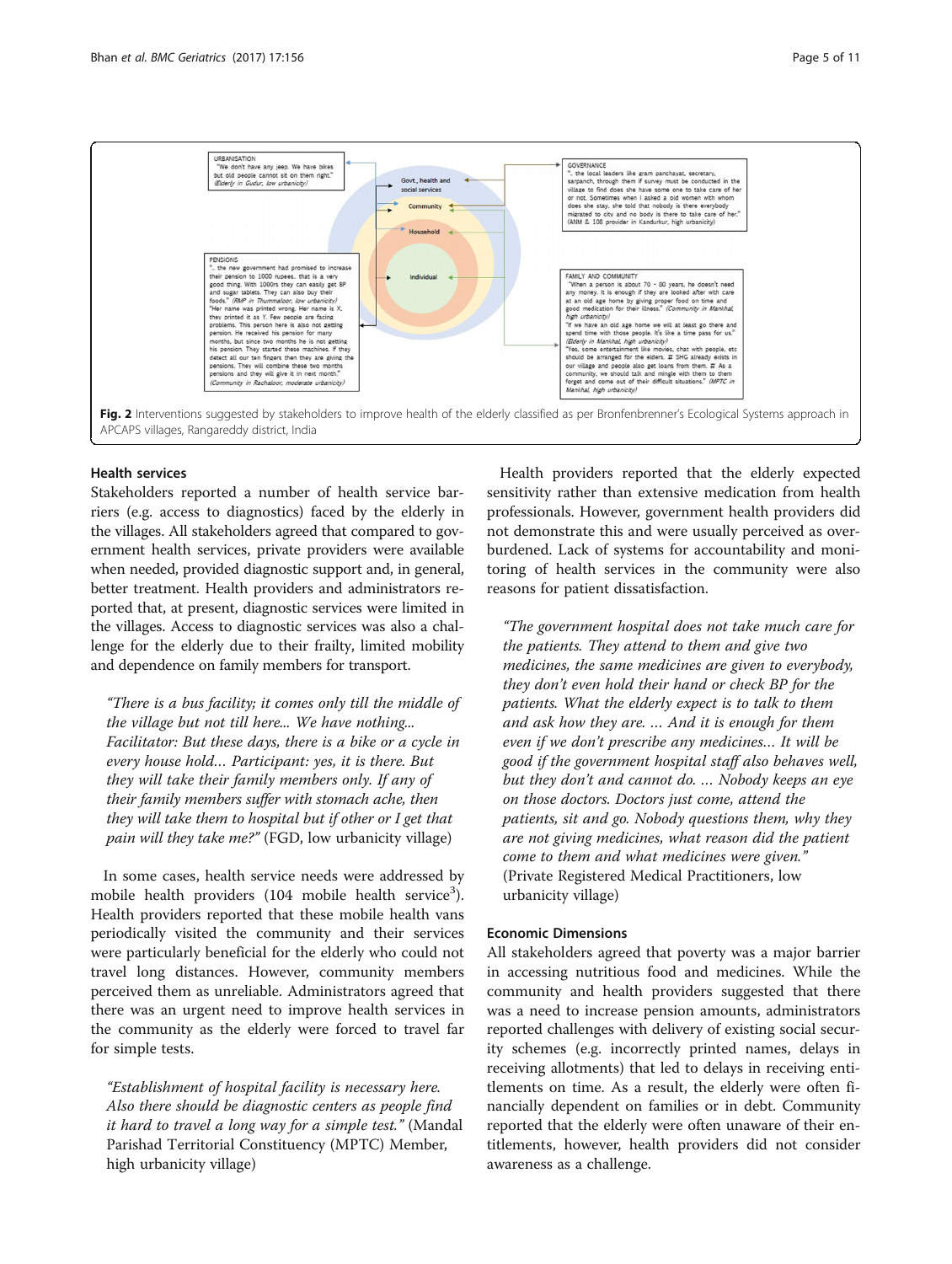URBANISATION
"We don't have any jeep. We have bikes but old people cannot sit on them right." (Elderly in Gudur, low urbanicity)

Govt., health and social services

Community

Household

Individual

GOVERNANCE
"... the local leaders like gram panchayat, secretary, sarpanch, through them if survey must be conducted in the village to find does she have some one to take care of her or not. Sometimes when I asked a old women with whom does she stay, she told that nobody is there everybody migrated to city and no body is there to take care of her." (ANM & 108 provider in Kandurkur, high urbanicity)

PENSIONS
"... the new government had promised to increase their pension to 1000 rupees.. that is a very good thing. With 1000rs they can easily get BP and sugar tablets. They can also buy their foods." (RMP in Thummaloor, low urbanicity)
"Her name was printed wrong. Her name is X, they printed it as Y. Few people are facing problems. This person here is also not getting pension. He received his pension for many months, but since two months he is not getting his pension. They started these machines. If they detect all our ten fingers then they are giving the pensions. They will combine these two months pensions and they will give it in next month." (Community in Rachaloor, moderate urbanicity)

FAMILY AND COMMUNITY
"When a person is about 70 - 80 years, he doesn't need any money. It is enough if they are looked after with care at an old age home by giving proper food on time and good medication for their illness." (Community in Manikhal, high urbanicity)
"If we have an old age home we will at least go there and spend time with those people. It's like a time pass for us." (Elderly in Manikhal, high urbanicity)
"Yes, some entertainment like movies, chat with people, etc should be arranged for the elders. # SHG already exists in our village and people also get loans from them. # As a community, we should talk and mingle with them to them forget and come out of their difficult situations." (MPTC in Manikhal, high urbanicity)

**Fig. 2** Interventions suggested by stakeholders to improve health of the elderly classified as per Bronfenbrenner's Ecological Systems approach in APCAPS villages, Rangareddy district, India

### Health services

Stakeholders reported a number of health service barriers (e.g. access to diagnostics) faced by the elderly in the villages. All stakeholders agreed that compared to government health services, private providers were available when needed, provided diagnostic support and, in general, better treatment. Health providers and administrators reported that, at present, diagnostic services were limited in the villages. Access to diagnostic services was also a challenge for the elderly due to their frailty, limited mobility and dependence on family members for transport.

> *"There is a bus facility; it comes only till the middle of the village but not till here... We have nothing... Facilitator: But these days, there is a bike or a cycle in every house hold... Participant: yes, it is there. But they will take their family members only. If any of their family members suffer with stomach ache, then they will take them to hospital but if other or I get that pain will they take me?"* (FGD, low urbanicity village)

In some cases, health service needs were addressed by mobile health providers (104 mobile health service[3]). Health providers reported that these mobile health vans periodically visited the community and their services were particularly beneficial for the elderly who could not travel long distances. However, community members perceived them as unreliable. Administrators agreed that there was an urgent need to improve health services in the community as the elderly were forced to travel far for simple tests.

> *"Establishment of hospital facility is necessary here. Also there should be diagnostic centers as people find it hard to travel a long way for a simple test."* (Mandal Parishad Territorial Constituency (MPTC) Member, high urbanicity village)

Health providers reported that the elderly expected sensitivity rather than extensive medication from health professionals. However, government health providers did not demonstrate this and were usually perceived as overburdened. Lack of systems for accountability and monitoring of health services in the community were also reasons for patient dissatisfaction.

> *"The government hospital does not take much care for the patients. They attend to them and give two medicines, the same medicines are given to everybody, they don't even hold their hand or check BP for the patients. What the elderly expect is to talk to them and ask how they are. … And it is enough for them even if we don't prescribe any medicines… It will be good if the government hospital staff also behaves well, but they don't and cannot do. … Nobody keeps an eye on those doctors. Doctors just come, attend the patients, sit and go. Nobody questions them, why they are not giving medicines, what reason did the patient come to them and what medicines were given."* (Private Registered Medical Practitioners, low urbanicity village)

### Economic Dimensions

All stakeholders agreed that poverty was a major barrier in accessing nutritious food and medicines. While the community and health providers suggested that there was a need to increase pension amounts, administrators reported challenges with delivery of existing social security schemes (e.g. incorrectly printed names, delays in receiving allotments) that led to delays in receiving entitlements on time. As a result, the elderly were often financially dependent on families or in debt. Community reported that the elderly were often unaware of their entitlements, however, health providers did not consider awareness as a challenge.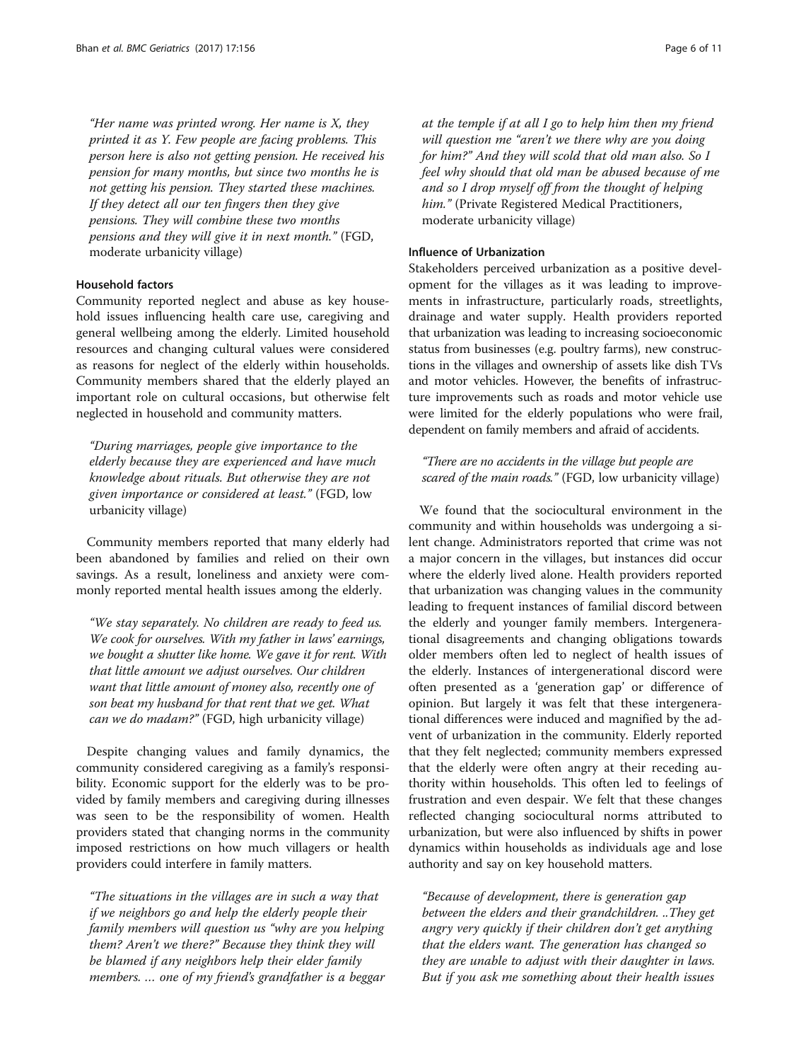"Her name was printed wrong. Her name is X, they printed it as Y. Few people are facing problems. This person here is also not getting pension. He received his pension for many months, but since two months he is not getting his pension. They started these machines. If they detect all our ten fingers then they give pensions. They will combine these two months pensions and they will give it in next month." (FGD, moderate urbanicity village)

#### Household factors

Community reported neglect and abuse as key household issues influencing health care use, caregiving and general wellbeing among the elderly. Limited household resources and changing cultural values were considered as reasons for neglect of the elderly within households. Community members shared that the elderly played an important role on cultural occasions, but otherwise felt neglected in household and community matters.

"During marriages, people give importance to the elderly because they are experienced and have much knowledge about rituals. But otherwise they are not given importance or considered at least." (FGD, low urbanicity village)

Community members reported that many elderly had been abandoned by families and relied on their own savings. As a result, loneliness and anxiety were commonly reported mental health issues among the elderly.

"We stay separately. No children are ready to feed us. We cook for ourselves. With my father in laws' earnings, we bought a shutter like home. We gave it for rent. With that little amount we adjust ourselves. Our children want that little amount of money also, recently one of son beat my husband for that rent that we get. What can we do madam?" (FGD, high urbanicity village)

Despite changing values and family dynamics, the community considered caregiving as a family's responsibility. Economic support for the elderly was to be provided by family members and caregiving during illnesses was seen to be the responsibility of women. Health providers stated that changing norms in the community imposed restrictions on how much villagers or health providers could interfere in family matters.

"The situations in the villages are in such a way that if we neighbors go and help the elderly people their family members will question us "why are you helping them? Aren't we there?" Because they think they will be blamed if any neighbors help their elder family members. … one of my friend's grandfather is a beggar at the temple if at all I go to help him then my friend will question me "aren't we there why are you doing for him?" And they will scold that old man also. So I feel why should that old man be abused because of me and so I drop myself off from the thought of helping him." (Private Registered Medical Practitioners, moderate urbanicity village)

#### Influence of Urbanization

Stakeholders perceived urbanization as a positive development for the villages as it was leading to improvements in infrastructure, particularly roads, streetlights, drainage and water supply. Health providers reported that urbanization was leading to increasing socioeconomic status from businesses (e.g. poultry farms), new constructions in the villages and ownership of assets like dish TVs and motor vehicles. However, the benefits of infrastructure improvements such as roads and motor vehicle use were limited for the elderly populations who were frail, dependent on family members and afraid of accidents.

"There are no accidents in the village but people are scared of the main roads." (FGD, low urbanicity village)

We found that the sociocultural environment in the community and within households was undergoing a silent change. Administrators reported that crime was not a major concern in the villages, but instances did occur where the elderly lived alone. Health providers reported that urbanization was changing values in the community leading to frequent instances of familial discord between the elderly and younger family members. Intergenerational disagreements and changing obligations towards older members often led to neglect of health issues of the elderly. Instances of intergenerational discord were often presented as a 'generation gap' or difference of opinion. But largely it was felt that these intergenerational differences were induced and magnified by the advent of urbanization in the community. Elderly reported that they felt neglected; community members expressed that the elderly were often angry at their receding authority within households. This often led to feelings of frustration and even despair. We felt that these changes reflected changing sociocultural norms attributed to urbanization, but were also influenced by shifts in power dynamics within households as individuals age and lose authority and say on key household matters.

"Because of development, there is generation gap between the elders and their grandchildren. ..They get angry very quickly if their children don't get anything that the elders want. The generation has changed so they are unable to adjust with their daughter in laws. But if you ask me something about their health issues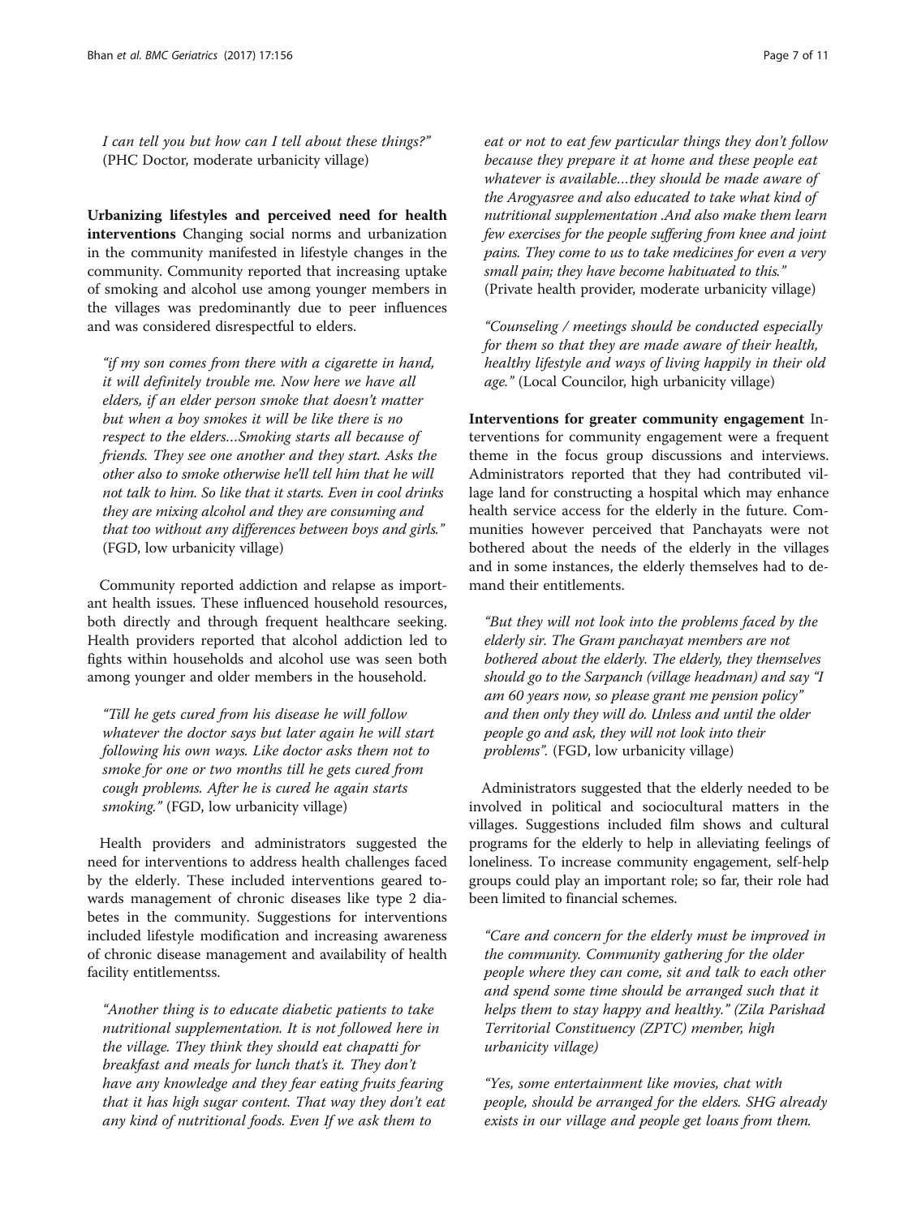*I can tell you but how can I tell about these things?"* (PHC Doctor, moderate urbanicity village)

**Urbanizing lifestyles and perceived need for health interventions** Changing social norms and urbanization in the community manifested in lifestyle changes in the community. Community reported that increasing uptake of smoking and alcohol use among younger members in the villages was predominantly due to peer influences and was considered disrespectful to elders.

> *"if my son comes from there with a cigarette in hand, it will definitely trouble me. Now here we have all elders, if an elder person smoke that doesn't matter but when a boy smokes it will be like there is no respect to the elders…Smoking starts all because of friends. They see one another and they start. Asks the other also to smoke otherwise he'll tell him that he will not talk to him. So like that it starts. Even in cool drinks they are mixing alcohol and they are consuming and that too without any differences between boys and girls."* (FGD, low urbanicity village)

Community reported addiction and relapse as important health issues. These influenced household resources, both directly and through frequent healthcare seeking. Health providers reported that alcohol addiction led to fights within households and alcohol use was seen both among younger and older members in the household.

> *"Till he gets cured from his disease he will follow whatever the doctor says but later again he will start following his own ways. Like doctor asks them not to smoke for one or two months till he gets cured from cough problems. After he is cured he again starts smoking."* (FGD, low urbanicity village)

Health providers and administrators suggested the need for interventions to address health challenges faced by the elderly. These included interventions geared towards management of chronic diseases like type 2 diabetes in the community. Suggestions for interventions included lifestyle modification and increasing awareness of chronic disease management and availability of health facility entitlementss.

> *"Another thing is to educate diabetic patients to take nutritional supplementation. It is not followed here in the village. They think they should eat chapatti for breakfast and meals for lunch that's it. They don't have any knowledge and they fear eating fruits fearing that it has high sugar content. That way they don't eat any kind of nutritional foods. Even If we ask them to eat or not to eat few particular things they don't follow because they prepare it at home and these people eat whatever is available…they should be made aware of the Arogyasree and also educated to take what kind of nutritional supplementation .And also make them learn few exercises for the people suffering from knee and joint pains. They come to us to take medicines for even a very small pain; they have become habituated to this."* (Private health provider, moderate urbanicity village)

> *"Counseling / meetings should be conducted especially for them so that they are made aware of their health, healthy lifestyle and ways of living happily in their old age."* (Local Councilor, high urbanicity village)

**Interventions for greater community engagement** Interventions for community engagement were a frequent theme in the focus group discussions and interviews. Administrators reported that they had contributed village land for constructing a hospital which may enhance health service access for the elderly in the future. Communities however perceived that Panchayats were not bothered about the needs of the elderly in the villages and in some instances, the elderly themselves had to demand their entitlements.

> *"But they will not look into the problems faced by the elderly sir. The Gram panchayat members are not bothered about the elderly. The elderly, they themselves should go to the Sarpanch (village headman) and say "I am 60 years now, so please grant me pension policy" and then only they will do. Unless and until the older people go and ask, they will not look into their problems".* (FGD, low urbanicity village)

Administrators suggested that the elderly needed to be involved in political and sociocultural matters in the villages. Suggestions included film shows and cultural programs for the elderly to help in alleviating feelings of loneliness. To increase community engagement, self-help groups could play an important role; so far, their role had been limited to financial schemes.

> *"Care and concern for the elderly must be improved in the community. Community gathering for the older people where they can come, sit and talk to each other and spend some time should be arranged such that it helps them to stay happy and healthy." (Zila Parishad Territorial Constituency (ZPTC) member, high urbanicity village)*

> *"Yes, some entertainment like movies, chat with people, should be arranged for the elders. SHG already exists in our village and people get loans from them.*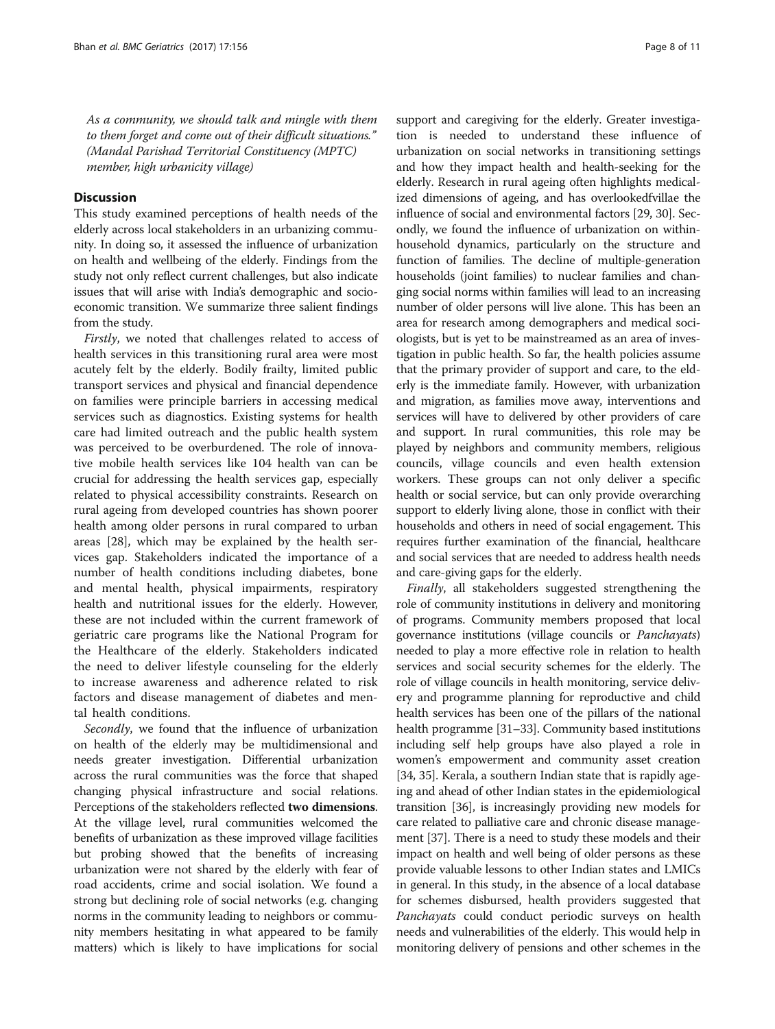*As a community, we should talk and mingle with them to them forget and come out of their difficult situations." (Mandal Parishad Territorial Constituency (MPTC) member, high urbanicity village)*

## Discussion

This study examined perceptions of health needs of the elderly across local stakeholders in an urbanizing community. In doing so, it assessed the influence of urbanization on health and wellbeing of the elderly. Findings from the study not only reflect current challenges, but also indicate issues that will arise with India's demographic and socioeconomic transition. We summarize three salient findings from the study.

*Firstly*, we noted that challenges related to access of health services in this transitioning rural area were most acutely felt by the elderly. Bodily frailty, limited public transport services and physical and financial dependence on families were principle barriers in accessing medical services such as diagnostics. Existing systems for health care had limited outreach and the public health system was perceived to be overburdened. The role of innovative mobile health services like 104 health van can be crucial for addressing the health services gap, especially related to physical accessibility constraints. Research on rural ageing from developed countries has shown poorer health among older persons in rural compared to urban areas [28], which may be explained by the health services gap. Stakeholders indicated the importance of a number of health conditions including diabetes, bone and mental health, physical impairments, respiratory health and nutritional issues for the elderly. However, these are not included within the current framework of geriatric care programs like the National Program for the Healthcare of the elderly. Stakeholders indicated the need to deliver lifestyle counseling for the elderly to increase awareness and adherence related to risk factors and disease management of diabetes and mental health conditions.

*Secondly*, we found that the influence of urbanization on health of the elderly may be multidimensional and needs greater investigation. Differential urbanization across the rural communities was the force that shaped changing physical infrastructure and social relations. Perceptions of the stakeholders reflected **two dimensions**. At the village level, rural communities welcomed the benefits of urbanization as these improved village facilities but probing showed that the benefits of increasing urbanization were not shared by the elderly with fear of road accidents, crime and social isolation. We found a strong but declining role of social networks (e.g. changing norms in the community leading to neighbors or community members hesitating in what appeared to be family matters) which is likely to have implications for social support and caregiving for the elderly. Greater investigation is needed to understand these influence of urbanization on social networks in transitioning settings and how they impact health and health-seeking for the elderly. Research in rural ageing often highlights medicalized dimensions of ageing, and has overlookedfvillae the influence of social and environmental factors [29, 30]. Secondly, we found the influence of urbanization on within-household dynamics, particularly on the structure and function of families. The decline of multiple-generation households (joint families) to nuclear families and changing social norms within families will lead to an increasing number of older persons will live alone. This has been an area for research among demographers and medical sociologists, but is yet to be mainstreamed as an area of investigation in public health. So far, the health policies assume that the primary provider of support and care, to the elderly is the immediate family. However, with urbanization and migration, as families move away, interventions and services will have to delivered by other providers of care and support. In rural communities, this role may be played by neighbors and community members, religious councils, village councils and even health extension workers. These groups can not only deliver a specific health or social service, but can only provide overarching support to elderly living alone, those in conflict with their households and others in need of social engagement. This requires further examination of the financial, healthcare and social services that are needed to address health needs and care-giving gaps for the elderly.

*Finally*, all stakeholders suggested strengthening the role of community institutions in delivery and monitoring of programs. Community members proposed that local governance institutions (village councils or *Panchayats*) needed to play a more effective role in relation to health services and social security schemes for the elderly. The role of village councils in health monitoring, service delivery and programme planning for reproductive and child health services has been one of the pillars of the national health programme [31–33]. Community based institutions including self help groups have also played a role in women's empowerment and community asset creation [34, 35]. Kerala, a southern Indian state that is rapidly ageing and ahead of other Indian states in the epidemiological transition [36], is increasingly providing new models for care related to palliative care and chronic disease management [37]. There is a need to study these models and their impact on health and well being of older persons as these provide valuable lessons to other Indian states and LMICs in general. In this study, in the absence of a local database for schemes disbursed, health providers suggested that *Panchayats* could conduct periodic surveys on health needs and vulnerabilities of the elderly. This would help in monitoring delivery of pensions and other schemes in the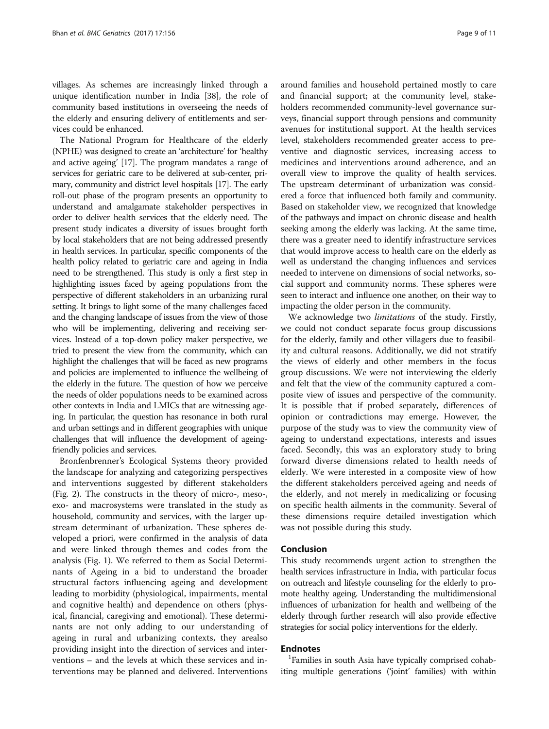villages. As schemes are increasingly linked through a unique identification number in India [38], the role of community based institutions in overseeing the needs of the elderly and ensuring delivery of entitlements and services could be enhanced.

The National Program for Healthcare of the elderly (NPHE) was designed to create an 'architecture' for 'healthy and active ageing' [17]. The program mandates a range of services for geriatric care to be delivered at sub-center, primary, community and district level hospitals [17]. The early roll-out phase of the program presents an opportunity to understand and amalgamate stakeholder perspectives in order to deliver health services that the elderly need. The present study indicates a diversity of issues brought forth by local stakeholders that are not being addressed presently in health services. In particular, specific components of the health policy related to geriatric care and ageing in India need to be strengthened. This study is only a first step in highlighting issues faced by ageing populations from the perspective of different stakeholders in an urbanizing rural setting. It brings to light some of the many challenges faced and the changing landscape of issues from the view of those who will be implementing, delivering and receiving services. Instead of a top-down policy maker perspective, we tried to present the view from the community, which can highlight the challenges that will be faced as new programs and policies are implemented to influence the wellbeing of the elderly in the future. The question of how we perceive the needs of older populations needs to be examined across other contexts in India and LMICs that are witnessing ageing. In particular, the question has resonance in both rural and urban settings and in different geographies with unique challenges that will influence the development of ageing-friendly policies and services.

Bronfenbrenner's Ecological Systems theory provided the landscape for analyzing and categorizing perspectives and interventions suggested by different stakeholders (Fig. 2). The constructs in the theory of micro-, meso-, exo- and macrosystems were translated in the study as household, community and services, with the larger upstream determinant of urbanization. These spheres developed a priori, were confirmed in the analysis of data and were linked through themes and codes from the analysis (Fig. 1). We referred to them as Social Determinants of Ageing in a bid to understand the broader structural factors influencing ageing and development leading to morbidity (physiological, impairments, mental and cognitive health) and dependence on others (physical, financial, caregiving and emotional). These determinants are not only adding to our understanding of ageing in rural and urbanizing contexts, they arealso providing insight into the direction of services and interventions – and the levels at which these services and interventions may be planned and delivered. Interventions around families and household pertained mostly to care and financial support; at the community level, stakeholders recommended community-level governance surveys, financial support through pensions and community avenues for institutional support. At the health services level, stakeholders recommended greater access to preventive and diagnostic services, increasing access to medicines and interventions around adherence, and an overall view to improve the quality of health services. The upstream determinant of urbanization was considered a force that influenced both family and community. Based on stakeholder view, we recognized that knowledge of the pathways and impact on chronic disease and health seeking among the elderly was lacking. At the same time, there was a greater need to identify infrastructure services that would improve access to health care on the elderly as well as understand the changing influences and services needed to intervene on dimensions of social networks, social support and community norms. These spheres were seen to interact and influence one another, on their way to impacting the older person in the community.

We acknowledge two *limitations* of the study. Firstly, we could not conduct separate focus group discussions for the elderly, family and other villagers due to feasibility and cultural reasons. Additionally, we did not stratify the views of elderly and other members in the focus group discussions. We were not interviewing the elderly and felt that the view of the community captured a composite view of issues and perspective of the community. It is possible that if probed separately, differences of opinion or contradictions may emerge. However, the purpose of the study was to view the community view of ageing to understand expectations, interests and issues faced. Secondly, this was an exploratory study to bring forward diverse dimensions related to health needs of elderly. We were interested in a composite view of how the different stakeholders perceived ageing and needs of the elderly, and not merely in medicalizing or focusing on specific health ailments in the community. Several of these dimensions require detailed investigation which was not possible during this study.

## Conclusion

This study recommends urgent action to strengthen the health services infrastructure in India, with particular focus on outreach and lifestyle counseling for the elderly to promote healthy ageing. Understanding the multidimensional influences of urbanization for health and wellbeing of the elderly through further research will also provide effective strategies for social policy interventions for the elderly.

## Endnotes

[1]Families in south Asia have typically comprised cohabiting multiple generations ('joint' families) with within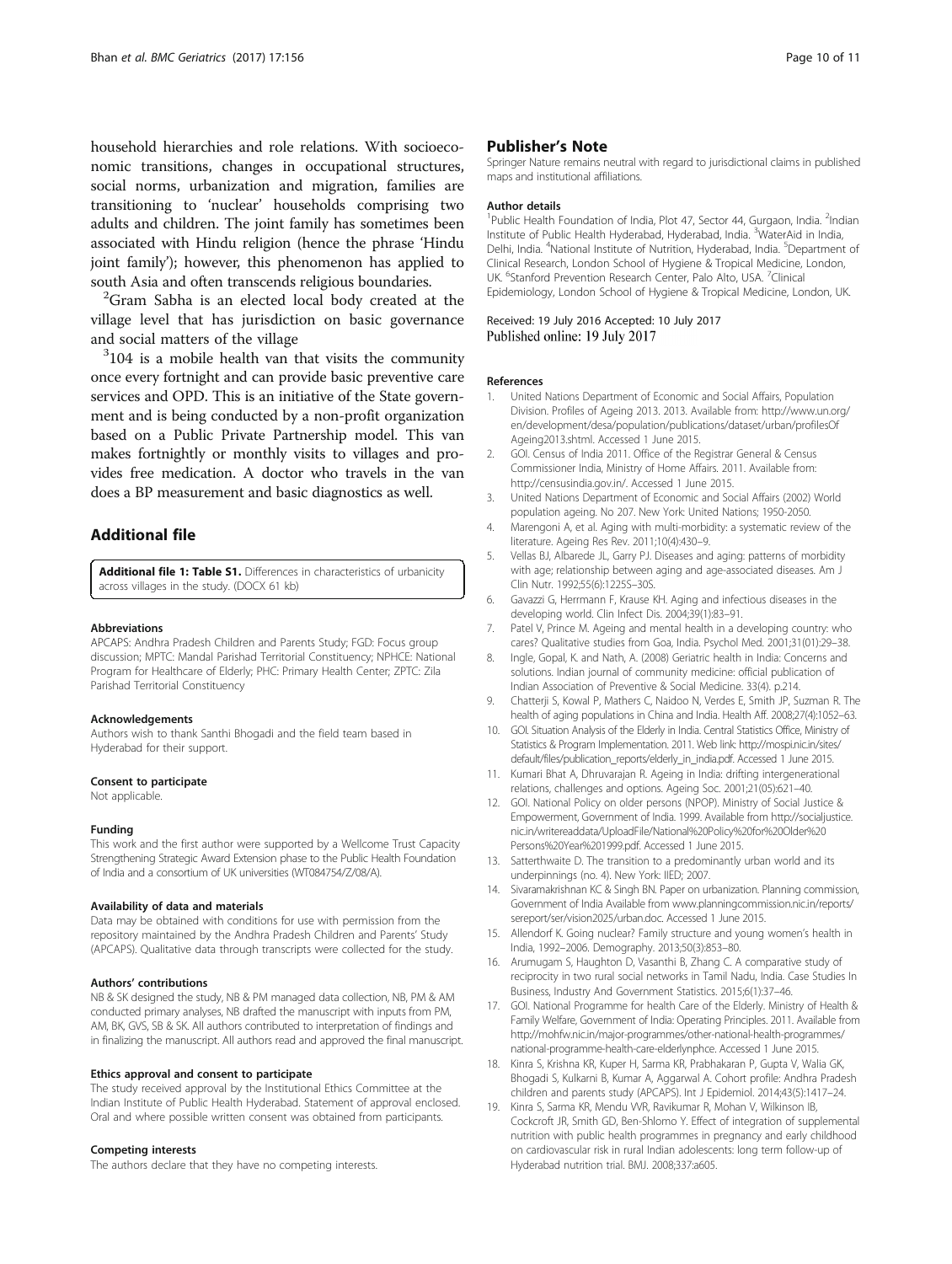household hierarchies and role relations. With socioeconomic transitions, changes in occupational structures, social norms, urbanization and migration, families are transitioning to 'nuclear' households comprising two adults and children. The joint family has sometimes been associated with Hindu religion (hence the phrase 'Hindu joint family'); however, this phenomenon has applied to south Asia and often transcends religious boundaries.

[2]Gram Sabha is an elected local body created at the village level that has jurisdiction on basic governance and social matters of the village

[3]104 is a mobile health van that visits the community once every fortnight and can provide basic preventive care services and OPD. This is an initiative of the State government and is being conducted by a non-profit organization based on a Public Private Partnership model. This van makes fortnightly or monthly visits to villages and provides free medication. A doctor who travels in the van does a BP measurement and basic diagnostics as well.

## Additional file

**Additional file 1: Table S1.** Differences in characteristics of urbanicity across villages in the study. (DOCX 61 kb)

#### Abbreviations

APCAPS: Andhra Pradesh Children and Parents Study; FGD: Focus group discussion; MPTC: Mandal Parishad Territorial Constituency; NPHCE: National Program for Healthcare of Elderly; PHC: Primary Health Center; ZPTC: Zila Parishad Territorial Constituency

#### Acknowledgements

Authors wish to thank Santhi Bhogadi and the field team based in Hyderabad for their support.

#### Consent to participate

Not applicable.

#### Funding

This work and the first author were supported by a Wellcome Trust Capacity Strengthening Strategic Award Extension phase to the Public Health Foundation of India and a consortium of UK universities (WT084754/Z/08/A).

#### Availability of data and materials

Data may be obtained with conditions for use with permission from the repository maintained by the Andhra Pradesh Children and Parents' Study (APCAPS). Qualitative data through transcripts were collected for the study.

#### Authors' contributions

NB & SK designed the study, NB & PM managed data collection, NB, PM & AM conducted primary analyses, NB drafted the manuscript with inputs from PM, AM, BK, GVS, SB & SK. All authors contributed to interpretation of findings and in finalizing the manuscript. All authors read and approved the final manuscript.

#### Ethics approval and consent to participate

The study received approval by the Institutional Ethics Committee at the Indian Institute of Public Health Hyderabad. Statement of approval enclosed. Oral and where possible written consent was obtained from participants.

#### Competing interests

The authors declare that they have no competing interests.

## Publisher's Note

Springer Nature remains neutral with regard to jurisdictional claims in published maps and institutional affiliations.

#### Author details

[1]Public Health Foundation of India, Plot 47, Sector 44, Gurgaon, India. [2]Indian Institute of Public Health Hyderabad, Hyderabad, India. [3]WaterAid in India, Delhi, India. [4]National Institute of Nutrition, Hyderabad, India. [5]Department of Clinical Research, London School of Hygiene & Tropical Medicine, London, UK. [6]Stanford Prevention Research Center, Palo Alto, USA. [7]Clinical Epidemiology, London School of Hygiene & Tropical Medicine, London, UK.

Received: 19 July 2016 Accepted: 10 July 2017
Published online: 19 July 2017

#### References

1. United Nations Department of Economic and Social Affairs, Population Division. Profiles of Ageing 2013. 2013. Available from: http://www.un.org/en/development/desa/population/publications/dataset/urban/profilesOfAgeing2013.shtml. Accessed 1 June 2015.
2. GOI. Census of India 2011. Office of the Registrar General & Census Commissioner India, Ministry of Home Affairs. 2011. Available from: http://censusindia.gov.in/. Accessed 1 June 2015.
3. United Nations Department of Economic and Social Affairs (2002) World population ageing. No 207. New York: United Nations; 1950-2050.
4. Marengoni A, et al. Aging with multi-morbidity: a systematic review of the literature. Ageing Res Rev. 2011;10(4):430–9.
5. Vellas BJ, Albarede JL, Garry PJ. Diseases and aging: patterns of morbidity with age; relationship between aging and age-associated diseases. Am J Clin Nutr. 1992;55(6):1225S–30S.
6. Gavazzi G, Herrmann F, Krause KH. Aging and infectious diseases in the developing world. Clin Infect Dis. 2004;39(1):83–91.
7. Patel V, Prince M. Ageing and mental health in a developing country: who cares? Qualitative studies from Goa, India. Psychol Med. 2001;31(01):29–38.
8. Ingle, Gopal, K. and Nath, A. (2008) Geriatric health in India: Concerns and solutions. Indian journal of community medicine: official publication of Indian Association of Preventive & Social Medicine. 33(4). p.214.
9. Chatterji S, Kowal P, Mathers C, Naidoo N, Verdes E, Smith JP, Suzman R. The health of aging populations in China and India. Health Aff. 2008;27(4):1052–63.
10. GOI. Situation Analysis of the Elderly in India. Central Statistics Office, Ministry of Statistics & Program Implementation. 2011. Web link: http://mospi.nic.in/sites/default/files/publication_reports/elderly_in_india.pdf. Accessed 1 June 2015.
11. Kumari Bhat A, Dhruvarajan R. Ageing in India: drifting intergenerational relations, challenges and options. Ageing Soc. 2001;21(05):621–40.
12. GOI. National Policy on older persons (NPOP). Ministry of Social Justice & Empowerment, Government of India. 1999. Available from http://socialjustice.nic.in/writereaddata/UploadFile/National%20Policy%20for%20Older%20Persons%20Year%201999.pdf. Accessed 1 June 2015.
13. Satterthwaite D. The transition to a predominantly urban world and its underpinnings (no. 4). New York: IIED; 2007.
14. Sivaramakrishnan KC & Singh BN. Paper on urbanization. Planning commission, Government of India Available from www.planningcommission.nic.in/reports/sereport/ser/vision2025/urban.doc. Accessed 1 June 2015.
15. Allendorf K. Going nuclear? Family structure and young women's health in India, 1992–2006. Demography. 2013;50(3):853–80.
16. Arumugam S, Haughton D, Vasanthi B, Zhang C. A comparative study of reciprocity in two rural social networks in Tamil Nadu, India. Case Studies In Business, Industry And Government Statistics. 2015;6(1):37–46.
17. GOI. National Programme for health Care of the Elderly. Ministry of Health & Family Welfare, Government of India: Operating Principles. 2011. Available from http://mohfw.nic.in/major-programmes/other-national-health-programmes/national-programme-health-care-elderlynphce. Accessed 1 June 2015.
18. Kinra S, Krishna KR, Kuper H, Sarma KR, Prabhakaran P, Gupta V, Walia GK, Bhogadi S, Kulkarni B, Kumar A, Aggarwal A. Cohort profile: Andhra Pradesh children and parents study (APCAPS). Int J Epidemiol. 2014;43(5):1417–24.
19. Kinra S, Sarma KR, Mendu VVR, Ravikumar R, Mohan V, Wilkinson IB, Cockcroft JR, Smith GD, Ben-Shlomo Y. Effect of integration of supplemental nutrition with public health programmes in pregnancy and early childhood on cardiovascular risk in rural Indian adolescents: long term follow-up of Hyderabad nutrition trial. BMJ. 2008;337:a605.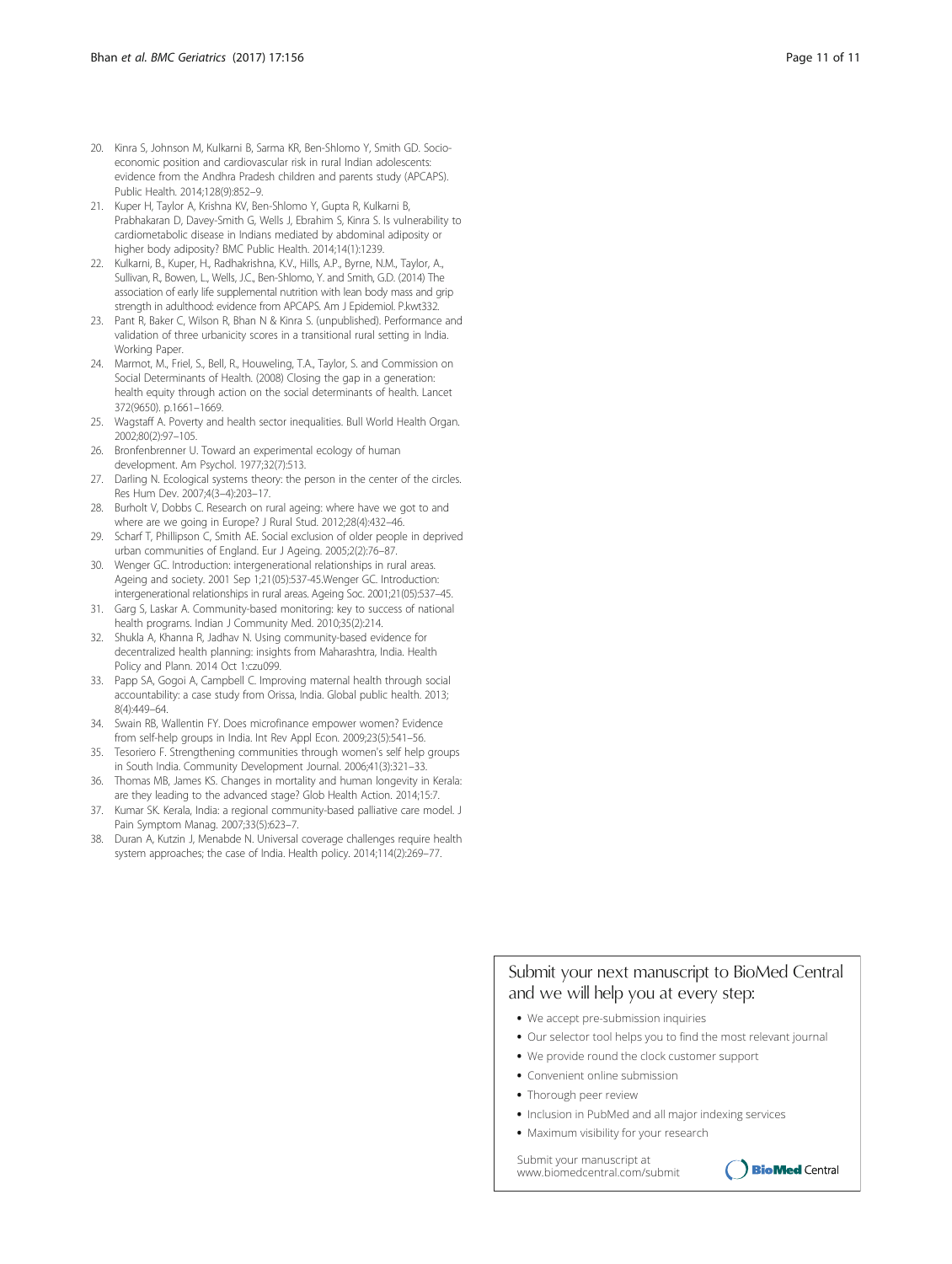20. Kinra S, Johnson M, Kulkarni B, Sarma KR, Ben-Shlomo Y, Smith GD. Socio-economic position and cardiovascular risk in rural Indian adolescents: evidence from the Andhra Pradesh children and parents study (APCAPS). Public Health. 2014;128(9):852–9.
21. Kuper H, Taylor A, Krishna KV, Ben-Shlomo Y, Gupta R, Kulkarni B, Prabhakaran D, Davey-Smith G, Wells J, Ebrahim S, Kinra S. Is vulnerability to cardiometabolic disease in Indians mediated by abdominal adiposity or higher body adiposity? BMC Public Health. 2014;14(1):1239.
22. Kulkarni, B., Kuper, H., Radhakrishna, K.V., Hills, A.P., Byrne, N.M., Taylor, A., Sullivan, R., Bowen, L., Wells, J.C., Ben-Shlomo, Y. and Smith, G.D. (2014) The association of early life supplemental nutrition with lean body mass and grip strength in adulthood: evidence from APCAPS. Am J Epidemiol. P.kwt332.
23. Pant R, Baker C, Wilson R, Bhan N & Kinra S. (unpublished). Performance and validation of three urbanicity scores in a transitional rural setting in India. Working Paper.
24. Marmot, M., Friel, S., Bell, R., Houweling, T.A., Taylor, S. and Commission on Social Determinants of Health. (2008) Closing the gap in a generation: health equity through action on the social determinants of health. Lancet 372(9650). p.1661–1669.
25. Wagstaff A. Poverty and health sector inequalities. Bull World Health Organ. 2002;80(2):97–105.
26. Bronfenbrenner U. Toward an experimental ecology of human development. Am Psychol. 1977;32(7):513.
27. Darling N. Ecological systems theory: the person in the center of the circles. Res Hum Dev. 2007;4(3–4):203–17.
28. Burholt V, Dobbs C. Research on rural ageing: where have we got to and where are we going in Europe? J Rural Stud. 2012;28(4):432–46.
29. Scharf T, Phillipson C, Smith AE. Social exclusion of older people in deprived urban communities of England. Eur J Ageing. 2005;2(2):76–87.
30. Wenger GC. Introduction: intergenerational relationships in rural areas. Ageing and society. 2001 Sep 1;21(05):537-45.Wenger GC. Introduction: intergenerational relationships in rural areas. Ageing Soc. 2001;21(05):537–45.
31. Garg S, Laskar A. Community-based monitoring: key to success of national health programs. Indian J Community Med. 2010;35(2):214.
32. Shukla A, Khanna R, Jadhav N. Using community-based evidence for decentralized health planning: insights from Maharashtra, India. Health Policy and Plann. 2014 Oct 1:czu099.
33. Papp SA, Gogoi A, Campbell C. Improving maternal health through social accountability: a case study from Orissa, India. Global public health. 2013; 8(4):449–64.
34. Swain RB, Wallentin FY. Does microfinance empower women? Evidence from self-help groups in India. Int Rev Appl Econ. 2009;23(5):541–56.
35. Tesoriero F. Strengthening communities through women's self help groups in South India. Community Development Journal. 2006;41(3):321–33.
36. Thomas MB, James KS. Changes in mortality and human longevity in Kerala: are they leading to the advanced stage? Glob Health Action. 2014;15:7.
37. Kumar SK. Kerala, India: a regional community-based palliative care model. J Pain Symptom Manag. 2007;33(5):623–7.
38. Duran A, Kutzin J, Menabde N. Universal coverage challenges require health system approaches; the case of India. Health policy. 2014;114(2):269–77.

Submit your next manuscript to BioMed Central and we will help you at every step:

- We accept pre-submission inquiries
- Our selector tool helps you to find the most relevant journal
- We provide round the clock customer support
- Convenient online submission
- Thorough peer review
- Inclusion in PubMed and all major indexing services
- Maximum visibility for your research

Submit your manuscript at
www.biomedcentral.com/submit

BioMed Central